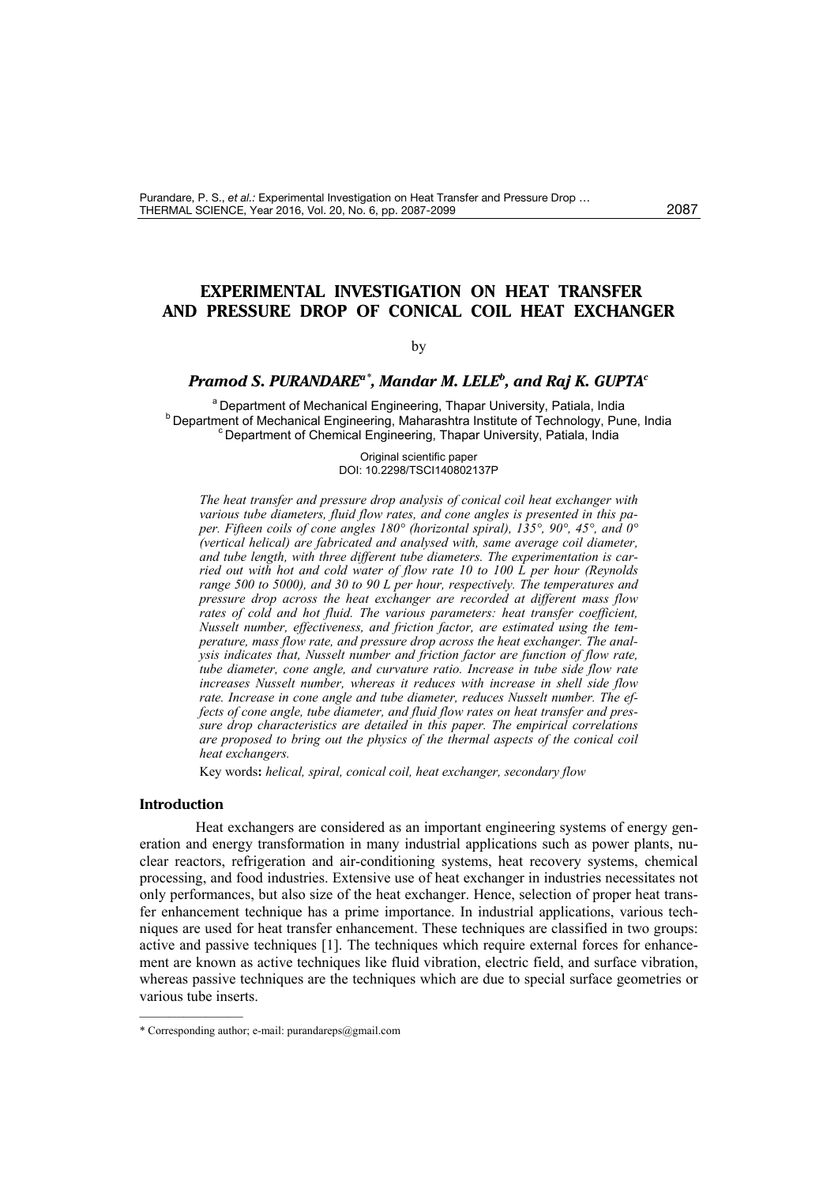# EXPERIMENTAL INVESTIGATION ON HEAT TRANSFER AND PRESSURE DROP OF CONICAL COIL HEAT EXCHANGER

by

***Pramod S. PURANDARE[a*], Mandar M. LELE[b], and Raj K. GUPTA[c]***

[a] Department of Mechanical Engineering, Thapar University, Patiala, India
[b] Department of Mechanical Engineering, Maharashtra Institute of Technology, Pune, India
[c] Department of Chemical Engineering, Thapar University, Patiala, India

Original scientific paper
DOI: 10.2298/TSCI140802137P

*The heat transfer and pressure drop analysis of conical coil heat exchanger with various tube diameters, fluid flow rates, and cone angles is presented in this paper. Fifteen coils of cone angles 180° (horizontal spiral), 135°, 90°, 45°, and 0° (vertical helical) are fabricated and analysed with, same average coil diameter, and tube length, with three different tube diameters. The experimentation is carried out with hot and cold water of flow rate 10 to 100 L per hour (Reynolds range 500 to 5000), and 30 to 90 L per hour, respectively. The temperatures and pressure drop across the heat exchanger are recorded at different mass flow rates of cold and hot fluid. The various parameters: heat transfer coefficient, Nusselt number, effectiveness, and friction factor, are estimated using the temperature, mass flow rate, and pressure drop across the heat exchanger. The analysis indicates that, Nusselt number and friction factor are function of flow rate, tube diameter, cone angle, and curvature ratio. Increase in tube side flow rate increases Nusselt number, whereas it reduces with increase in shell side flow rate. Increase in cone angle and tube diameter, reduces Nusselt number. The effects of cone angle, tube diameter, and fluid flow rates on heat transfer and pressure drop characteristics are detailed in this paper. The empirical correlations are proposed to bring out the physics of the thermal aspects of the conical coil heat exchangers.*

Key words**:** *helical, spiral, conical coil, heat exchanger, secondary flow*

## Introduction

Heat exchangers are considered as an important engineering systems of energy generation and energy transformation in many industrial applications such as power plants, nuclear reactors, refrigeration and air-conditioning systems, heat recovery systems, chemical processing, and food industries. Extensive use of heat exchanger in industries necessitates not only performances, but also size of the heat exchanger. Hence, selection of proper heat transfer enhancement technique has a prime importance. In industrial applications, various techniques are used for heat transfer enhancement. These techniques are classified in two groups: active and passive techniques [1]. The techniques which require external forces for enhancement are known as active techniques like fluid vibration, electric field, and surface vibration, whereas passive techniques are the techniques which are due to special surface geometries or various tube inserts.

* Corresponding author; e-mail: purandareps@gmail.com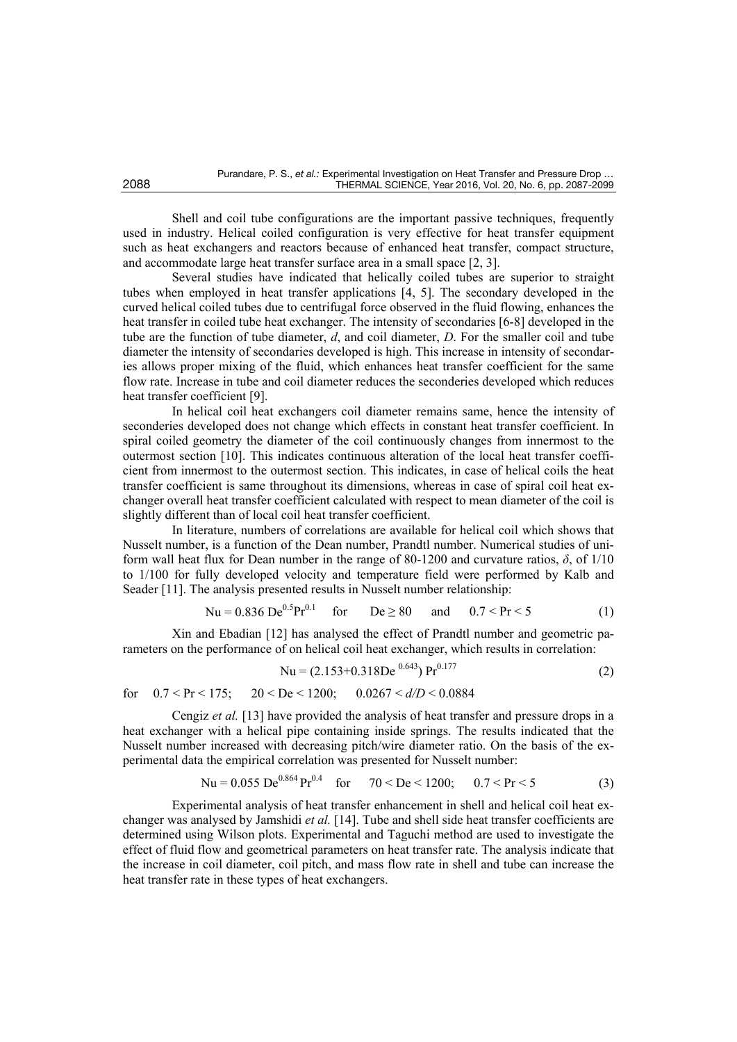Shell and coil tube configurations are the important passive techniques, frequently used in industry. Helical coiled configuration is very effective for heat transfer equipment such as heat exchangers and reactors because of enhanced heat transfer, compact structure, and accommodate large heat transfer surface area in a small space [2, 3].

Several studies have indicated that helically coiled tubes are superior to straight tubes when employed in heat transfer applications [4, 5]. The secondary developed in the curved helical coiled tubes due to centrifugal force observed in the fluid flowing, enhances the heat transfer in coiled tube heat exchanger. The intensity of secondaries [6-8] developed in the tube are the function of tube diameter, $d$, and coil diameter, $D$. For the smaller coil and tube diameter the intensity of secondaries developed is high. This increase in intensity of secondaries allows proper mixing of the fluid, which enhances heat transfer coefficient for the same flow rate. Increase in tube and coil diameter reduces the seconderies developed which reduces heat transfer coefficient [9].

In helical coil heat exchangers coil diameter remains same, hence the intensity of seconderies developed does not change which effects in constant heat transfer coefficient. In spiral coiled geometry the diameter of the coil continuously changes from innermost to the outermost section [10]. This indicates continuous alteration of the local heat transfer coefficient from innermost to the outermost section. This indicates, in case of helical coils the heat transfer coefficient is same throughout its dimensions, whereas in case of spiral coil heat exchanger overall heat transfer coefficient calculated with respect to mean diameter of the coil is slightly different than of local coil heat transfer coefficient.

In literature, numbers of correlations are available for helical coil which shows that Nusselt number, is a function of the Dean number, Prandtl number. Numerical studies of uniform wall heat flux for Dean number in the range of 80-1200 and curvature ratios, $\delta$, of 1/10 to 1/100 for fully developed velocity and temperature field were performed by Kalb and Seader [11]. The analysis presented results in Nusselt number relationship:

$$\text{Nu} = 0.836\,\text{De}^{0.5}\text{Pr}^{0.1} \quad \text{for} \quad \text{De} \geq 80 \quad \text{and} \quad 0.7 < \text{Pr} < 5 \tag{1}$$

Xin and Ebadian [12] has analysed the effect of Prandtl number and geometric parameters on the performance of on helical coil heat exchanger, which results in correlation:

$$\text{Nu} = (2.153 + 0.318\text{De}^{0.643})\,\text{Pr}^{0.177} \tag{2}$$

for $\quad 0.7 < \text{Pr} < 175; \quad 20 < \text{De} < 1200; \quad 0.0267 < d/D < 0.0884$

Cengiz *et al.* [13] have provided the analysis of heat transfer and pressure drops in a heat exchanger with a helical pipe containing inside springs. The results indicated that the Nusselt number increased with decreasing pitch/wire diameter ratio. On the basis of the experimental data the empirical correlation was presented for Nusselt number:

$$\text{Nu} = 0.055\,\text{De}^{0.864}\,\text{Pr}^{0.4} \quad \text{for} \quad 70 < \text{De} < 1200; \quad 0.7 < \text{Pr} < 5 \tag{3}$$

Experimental analysis of heat transfer enhancement in shell and helical coil heat exchanger was analysed by Jamshidi *et al.* [14]. Tube and shell side heat transfer coefficients are determined using Wilson plots. Experimental and Taguchi method are used to investigate the effect of fluid flow and geometrical parameters on heat transfer rate. The analysis indicate that the increase in coil diameter, coil pitch, and mass flow rate in shell and tube can increase the heat transfer rate in these types of heat exchangers.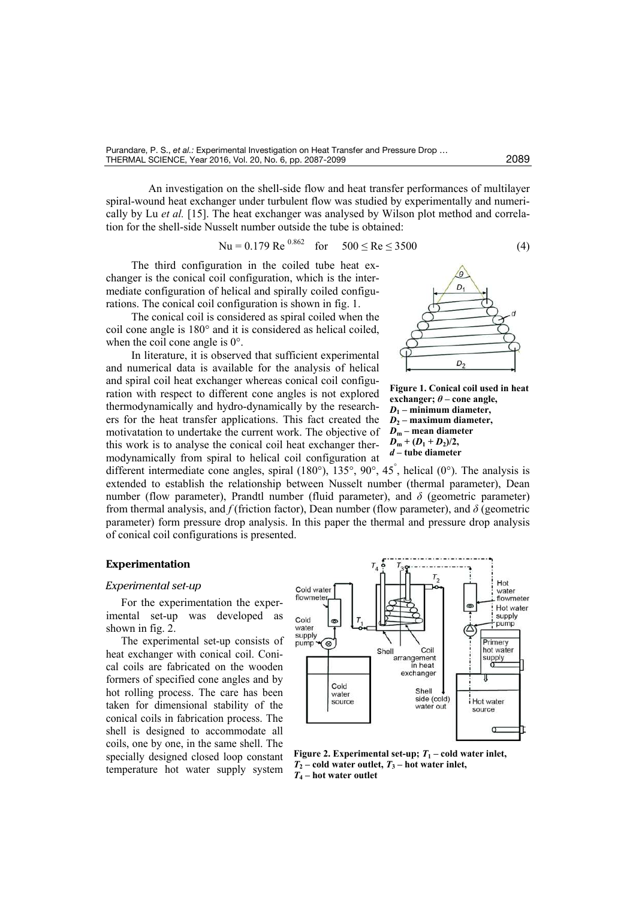An investigation on the shell-side flow and heat transfer performances of multilayer spiral-wound heat exchanger under turbulent flow was studied by experimentally and numerically by Lu *et al.* [15]. The heat exchanger was analysed by Wilson plot method and correlation for the shell-side Nusselt number outside the tube is obtained:

$$\mathrm{Nu} = 0.179\,\mathrm{Re}^{0.862} \quad \text{for} \quad 500 \le \mathrm{Re} \le 3500 \tag{4}$$

The third configuration in the coiled tube heat exchanger is the conical coil configuration, which is the intermediate configuration of helical and spirally coiled configurations. The conical coil configuration is shown in fig. 1.

The conical coil is considered as spiral coiled when the coil cone angle is 180° and it is considered as helical coiled, when the coil cone angle is 0°.

In literature, it is observed that sufficient experimental and numerical data is available for the analysis of helical and spiral coil heat exchanger whereas conical coil configuration with respect to different cone angles is not explored thermodynamically and hydro-dynamically by the researchers for the heat transfer applications. This fact created the motivatation to undertake the current work. The objective of this work is to analyse the conical coil heat exchanger thermodynamically from spiral to helical coil configuration at different intermediate cone angles, spiral (180°), 135°, 90°, 45°, helical (0°). The analysis is extended to establish the relationship between Nusselt number (thermal parameter), Dean number (flow parameter), Prandtl number (fluid parameter), and $\delta$ (geometric parameter) from thermal analysis, and $f$ (friction factor), Dean number (flow parameter), and $\delta$ (geometric parameter) form pressure drop analysis. In this paper the thermal and pressure drop analysis of conical coil configurations is presented.

**Figure 1. Conical coil used in heat exchanger; $\theta$ – cone angle, $D_1$ – minimum diameter, $D_2$ – maximum diameter, $D_m$ – mean diameter $D_m + (D_1 + D_2)/2$, $d$ – tube diameter**

## Experimentation

### *Experimental set-up*

For the experimentation the experimental set-up was developed as shown in fig. 2.

The experimental set-up consists of heat exchanger with conical coil. Conical coils are fabricated on the wooden formers of specified cone angles and by hot rolling process. The care has been taken for dimensional stability of the conical coils in fabrication process. The shell is designed to accommodate all coils, one by one, in the same shell. The specially designed closed loop constant temperature hot water supply system

**Figure 2. Experimental set-up; $T_1$ – cold water inlet, $T_2$ – cold water outlet, $T_3$ – hot water inlet, $T_4$ – hot water outlet**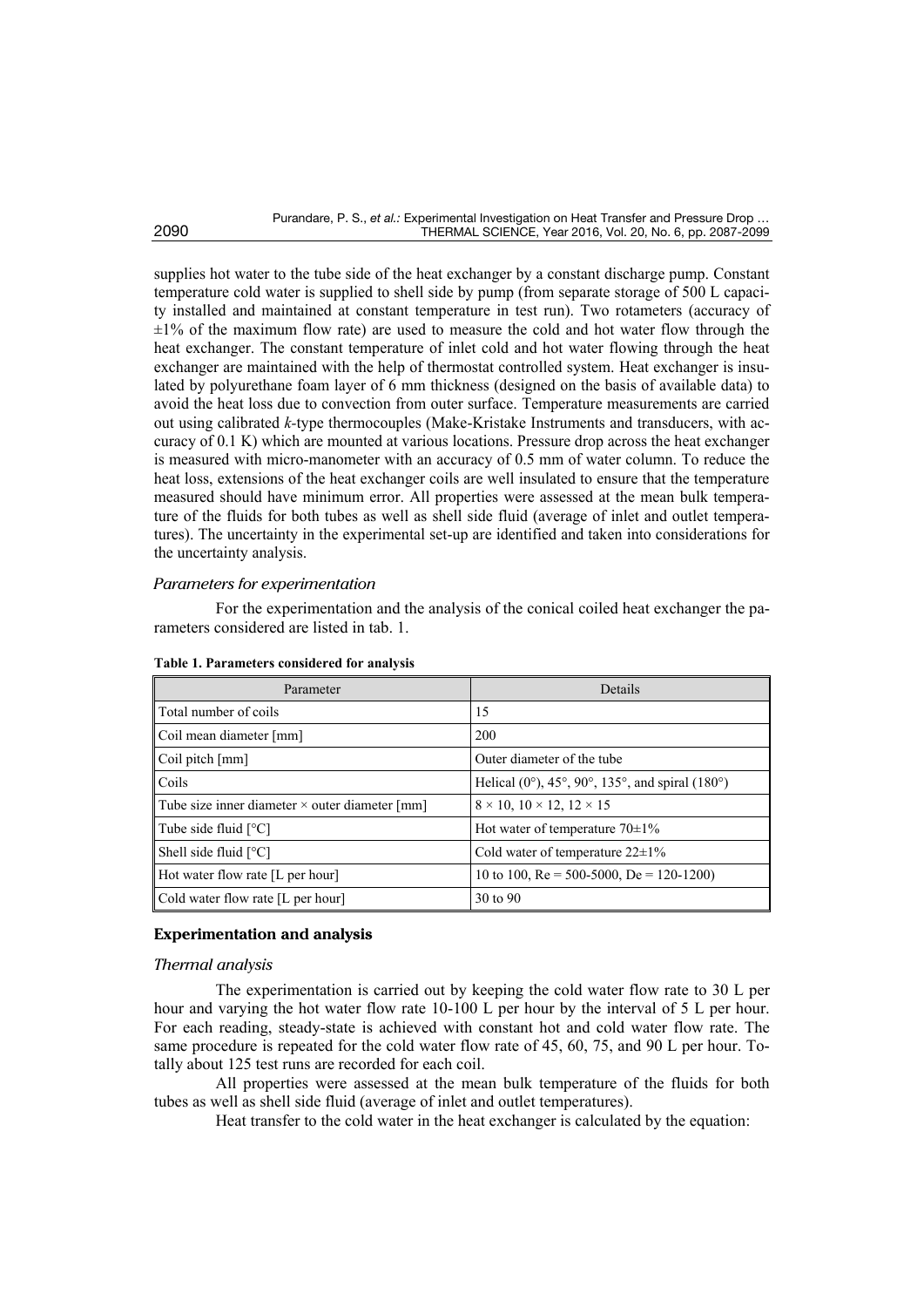supplies hot water to the tube side of the heat exchanger by a constant discharge pump. Constant temperature cold water is supplied to shell side by pump (from separate storage of 500 L capacity installed and maintained at constant temperature in test run). Two rotameters (accuracy of $\pm 1\%$ of the maximum flow rate) are used to measure the cold and hot water flow through the heat exchanger. The constant temperature of inlet cold and hot water flowing through the heat exchanger are maintained with the help of thermostat controlled system. Heat exchanger is insulated by polyurethane foam layer of 6 mm thickness (designed on the basis of available data) to avoid the heat loss due to convection from outer surface. Temperature measurements are carried out using calibrated *k*-type thermocouples (Make-Kristake Instruments and transducers, with accuracy of 0.1 K) which are mounted at various locations. Pressure drop across the heat exchanger is measured with micro-manometer with an accuracy of 0.5 mm of water column. To reduce the heat loss, extensions of the heat exchanger coils are well insulated to ensure that the temperature measured should have minimum error. All properties were assessed at the mean bulk temperature of the fluids for both tubes as well as shell side fluid (average of inlet and outlet temperatures). The uncertainty in the experimental set-up are identified and taken into considerations for the uncertainty analysis.

### *Parameters for experimentation*

For the experimentation and the analysis of the conical coiled heat exchanger the parameters considered are listed in tab. 1.

**Table 1. Parameters considered for analysis**

| Parameter | Details |
|---|---|
| Total number of coils | 15 |
| Coil mean diameter [mm] | 200 |
| Coil pitch [mm] | Outer diameter of the tube |
| Coils | Helical (0°), 45°, 90°, 135°, and spiral (180°) |
| Tube size inner diameter × outer diameter [mm] | 8 × 10, 10 × 12, 12 × 15 |
| Tube side fluid [°C] | Hot water of temperature 70±1% |
| Shell side fluid [°C] | Cold water of temperature 22±1% |
| Hot water flow rate [L per hour] | 10 to 100, Re = 500-5000, De = 120-1200) |
| Cold water flow rate [L per hour] | 30 to 90 |

## Experimentation and analysis

### *Thermal analysis*

The experimentation is carried out by keeping the cold water flow rate to 30 L per hour and varying the hot water flow rate 10-100 L per hour by the interval of 5 L per hour. For each reading, steady-state is achieved with constant hot and cold water flow rate. The same procedure is repeated for the cold water flow rate of 45, 60, 75, and 90 L per hour. Totally about 125 test runs are recorded for each coil.

All properties were assessed at the mean bulk temperature of the fluids for both tubes as well as shell side fluid (average of inlet and outlet temperatures).

Heat transfer to the cold water in the heat exchanger is calculated by the equation: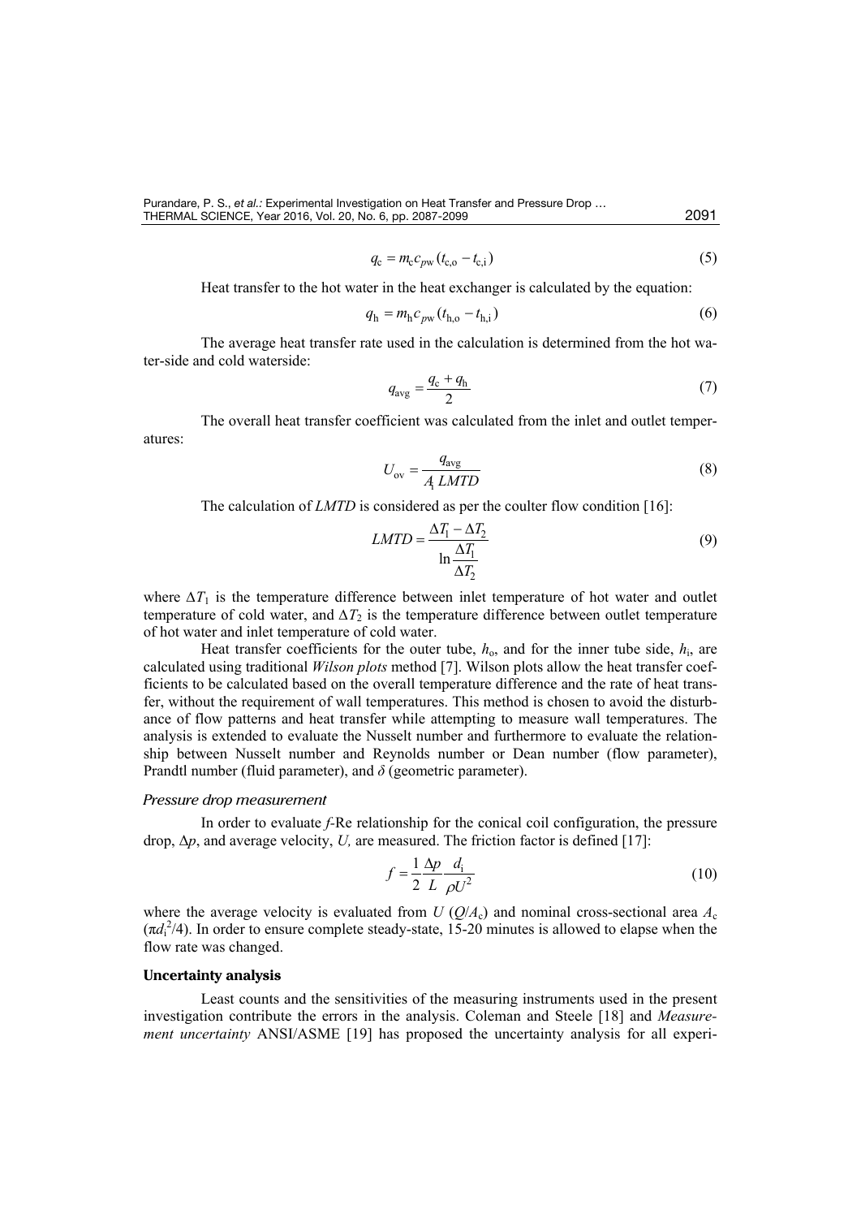$$q_c = m_c c_{pw} (t_{c,o} - t_{c,i}) \tag{5}$$

Heat transfer to the hot water in the heat exchanger is calculated by the equation:

$$q_h = m_h c_{pw} (t_{h,o} - t_{h,i}) \tag{6}$$

The average heat transfer rate used in the calculation is determined from the hot water-side and cold waterside:

$$q_{avg} = \frac{q_c + q_h}{2} \tag{7}$$

The overall heat transfer coefficient was calculated from the inlet and outlet temperatures:

$$U_{ov} = \frac{q_{avg}}{A_i \, LMTD} \tag{8}$$

The calculation of *LMTD* is considered as per the coulter flow condition [16]:

$$LMTD = \frac{\Delta T_1 - \Delta T_2}{\ln \dfrac{\Delta T_1}{\Delta T_2}} \tag{9}$$

where $\Delta T_1$ is the temperature difference between inlet temperature of hot water and outlet temperature of cold water, and $\Delta T_2$ is the temperature difference between outlet temperature of hot water and inlet temperature of cold water.

Heat transfer coefficients for the outer tube, $h_o$, and for the inner tube side, $h_i$, are calculated using traditional *Wilson plots* method [7]. Wilson plots allow the heat transfer coefficients to be calculated based on the overall temperature difference and the rate of heat transfer, without the requirement of wall temperatures. This method is chosen to avoid the disturbance of flow patterns and heat transfer while attempting to measure wall temperatures. The analysis is extended to evaluate the Nusselt number and furthermore to evaluate the relationship between Nusselt number and Reynolds number or Dean number (flow parameter), Prandtl number (fluid parameter), and $\delta$ (geometric parameter).

### *Pressure drop measurement*

In order to evaluate *f*-Re relationship for the conical coil configuration, the pressure drop, $\Delta p$, and average velocity, $U$, are measured. The friction factor is defined [17]:

$$f = \frac{1}{2} \frac{\Delta p}{L} \frac{d_i}{\rho U^2} \tag{10}$$

where the average velocity is evaluated from $U$ ($Q/A_c$) and nominal cross-sectional area $A_c$ ($\pi d_i^2/4$). In order to ensure complete steady-state, 15-20 minutes is allowed to elapse when the flow rate was changed.

## Uncertainty analysis

Least counts and the sensitivities of the measuring instruments used in the present investigation contribute the errors in the analysis. Coleman and Steele [18] and *Measurement uncertainty* ANSI/ASME [19] has proposed the uncertainty analysis for all experi-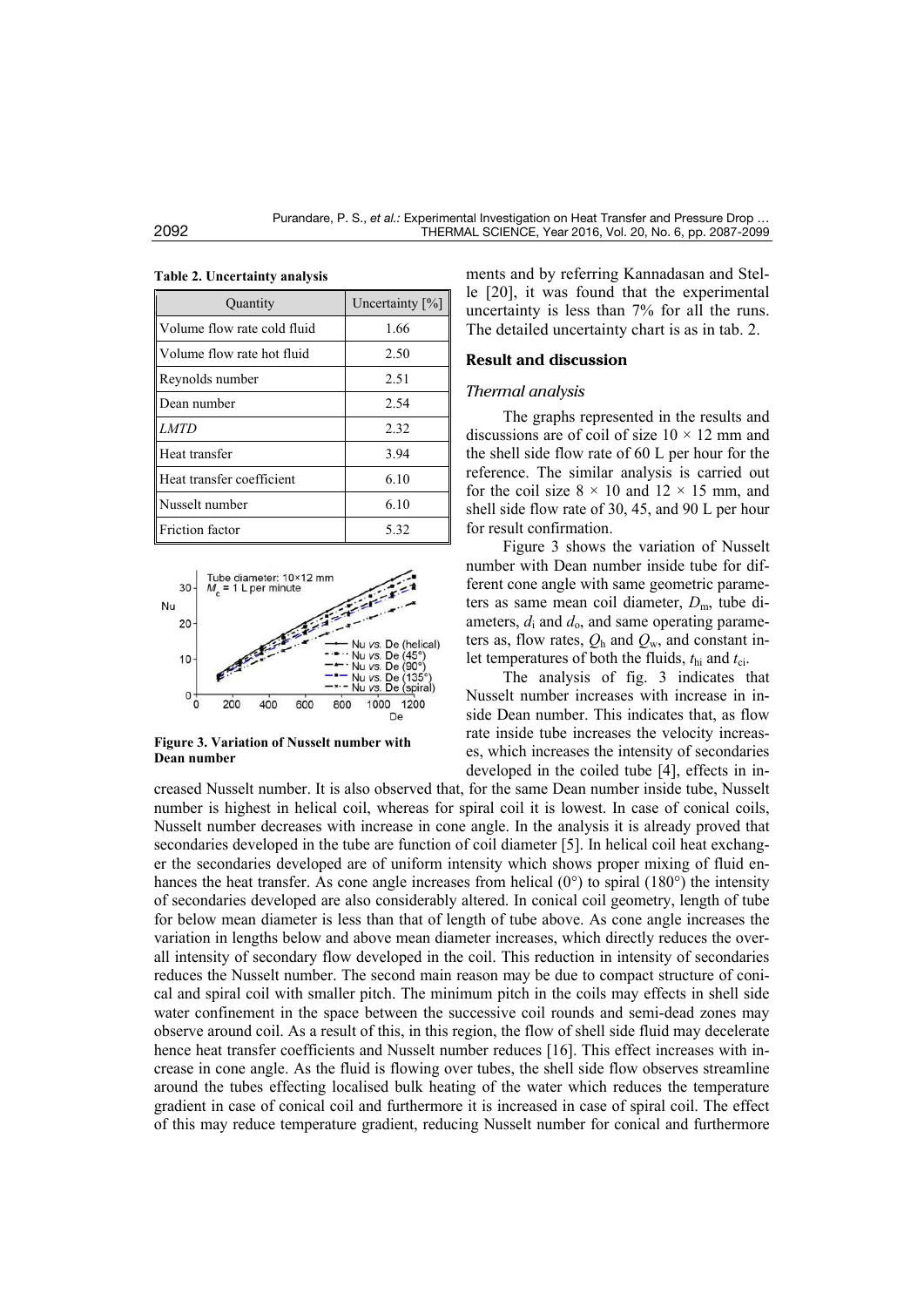**Table 2. Uncertainty analysis**

| Quantity | Uncertainty [%] |
|---|---|
| Volume flow rate cold fluid | 1.66 |
| Volume flow rate hot fluid | 2.50 |
| Reynolds number | 2.51 |
| Dean number | 2.54 |
| *LMTD* | 2.32 |
| Heat transfer | 3.94 |
| Heat transfer coefficient | 6.10 |
| Nusselt number | 6.10 |
| Friction factor | 5.32 |

ments and by referring Kannadasan and Stelle [20], it was found that the experimental uncertainty is less than 7% for all the runs. The detailed uncertainty chart is as in tab. 2.

## Result and discussion

### *Thermal analysis*

The graphs represented in the results and discussions are of coil of size 10 × 12 mm and the shell side flow rate of 60 L per hour for the reference. The similar analysis is carried out for the coil size 8 × 10 and 12 × 15 mm, and shell side flow rate of 30, 45, and 90 L per hour for result confirmation.

**Figure 3. Variation of Nusselt number with Dean number**

Figure 3 shows the variation of Nusselt number with Dean number inside tube for different cone angle with same geometric parameters as same mean coil diameter, $D_m$, tube diameters, $d_i$ and $d_o$, and same operating parameters as, flow rates, $Q_h$ and $Q_w$, and constant inlet temperatures of both the fluids, $t_{hi}$ and $t_{ci}$.

The analysis of fig. 3 indicates that Nusselt number increases with increase in inside Dean number. This indicates that, as flow rate inside tube increases the velocity increases, which increases the intensity of secondaries developed in the coiled tube [4], effects in increased Nusselt number. It is also observed that, for the same Dean number inside tube, Nusselt number is highest in helical coil, whereas for spiral coil it is lowest. In case of conical coils, Nusselt number decreases with increase in cone angle. In the analysis it is already proved that secondaries developed in the tube are function of coil diameter [5]. In helical coil heat exchanger the secondaries developed are of uniform intensity which shows proper mixing of fluid enhances the heat transfer. As cone angle increases from helical (0°) to spiral (180°) the intensity of secondaries developed are also considerably altered. In conical coil geometry, length of tube for below mean diameter is less than that of length of tube above. As cone angle increases the variation in lengths below and above mean diameter increases, which directly reduces the overall intensity of secondary flow developed in the coil. This reduction in intensity of secondaries reduces the Nusselt number. The second main reason may be due to compact structure of conical and spiral coil with smaller pitch. The minimum pitch in the coils may effects in shell side water confinement in the space between the successive coil rounds and semi-dead zones may observe around coil. As a result of this, in this region, the flow of shell side fluid may decelerate hence heat transfer coefficients and Nusselt number reduces [16]. This effect increases with increase in cone angle. As the fluid is flowing over tubes, the shell side flow observes streamline around the tubes effecting localised bulk heating of the water which reduces the temperature gradient in case of conical coil and furthermore it is increased in case of spiral coil. The effect of this may reduce temperature gradient, reducing Nusselt number for conical and furthermore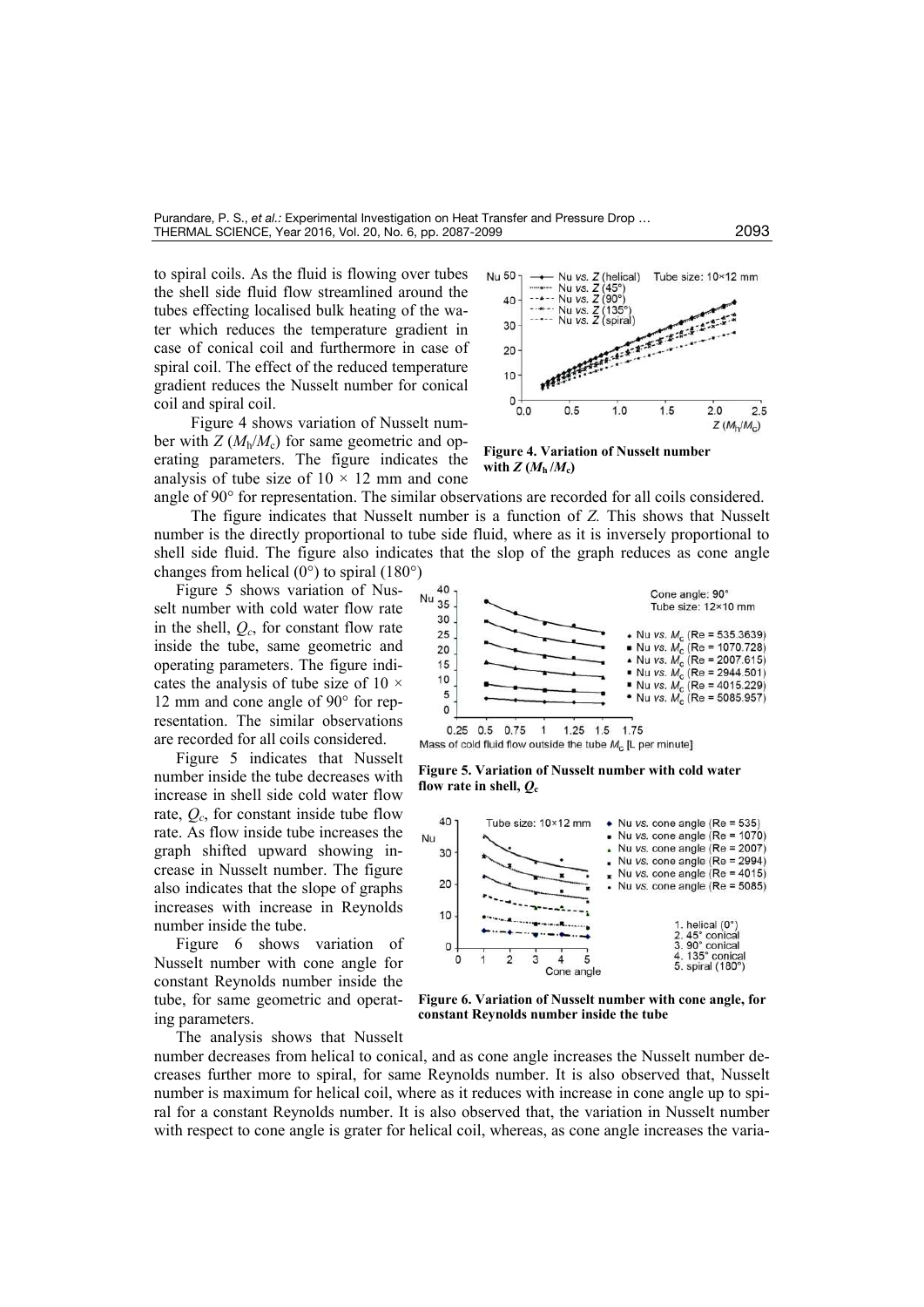to spiral coils. As the fluid is flowing over tubes the shell side fluid flow streamlined around the tubes effecting localised bulk heating of the water which reduces the temperature gradient in case of conical coil and furthermore in case of spiral coil. The effect of the reduced temperature gradient reduces the Nusselt number for conical coil and spiral coil.

Figure 4 shows variation of Nusselt number with $Z$ ($M_h$/$M_c$) for same geometric and operating parameters. The figure indicates the analysis of tube size of 10 × 12 mm and cone angle of 90° for representation. The similar observations are recorded for all coils considered.

**Figure 4. Variation of Nusselt number with $Z$ ($M_h$ /$M_c$)**

The figure indicates that Nusselt number is a function of $Z$. This shows that Nusselt number is the directly proportional to tube side fluid, where as it is inversely proportional to shell side fluid. The figure also indicates that the slop of the graph reduces as cone angle changes from helical (0°) to spiral (180°)

Figure 5 shows variation of Nusselt number with cold water flow rate in the shell, $Q_c$, for constant flow rate inside the tube, same geometric and operating parameters. The figure indicates the analysis of tube size of 10 × 12 mm and cone angle of 90° for representation. The similar observations are recorded for all coils considered.

**Figure 5. Variation of Nusselt number with cold water flow rate in shell, $Q_c$**

Figure 5 indicates that Nusselt number inside the tube decreases with increase in shell side cold water flow rate, $Q_c$, for constant inside tube flow rate. As flow inside tube increases the graph shifted upward showing increase in Nusselt number. The figure also indicates that the slope of graphs increases with increase in Reynolds number inside the tube.

Figure 6 shows variation of Nusselt number with cone angle for constant Reynolds number inside the tube, for same geometric and operating parameters.

**Figure 6. Variation of Nusselt number with cone angle, for constant Reynolds number inside the tube**

The analysis shows that Nusselt number decreases from helical to conical, and as cone angle increases the Nusselt number decreases further more to spiral, for same Reynolds number. It is also observed that, Nusselt number is maximum for helical coil, where as it reduces with increase in cone angle up to spiral for a constant Reynolds number. It is also observed that, the variation in Nusselt number with respect to cone angle is grater for helical coil, whereas, as cone angle increases the varia-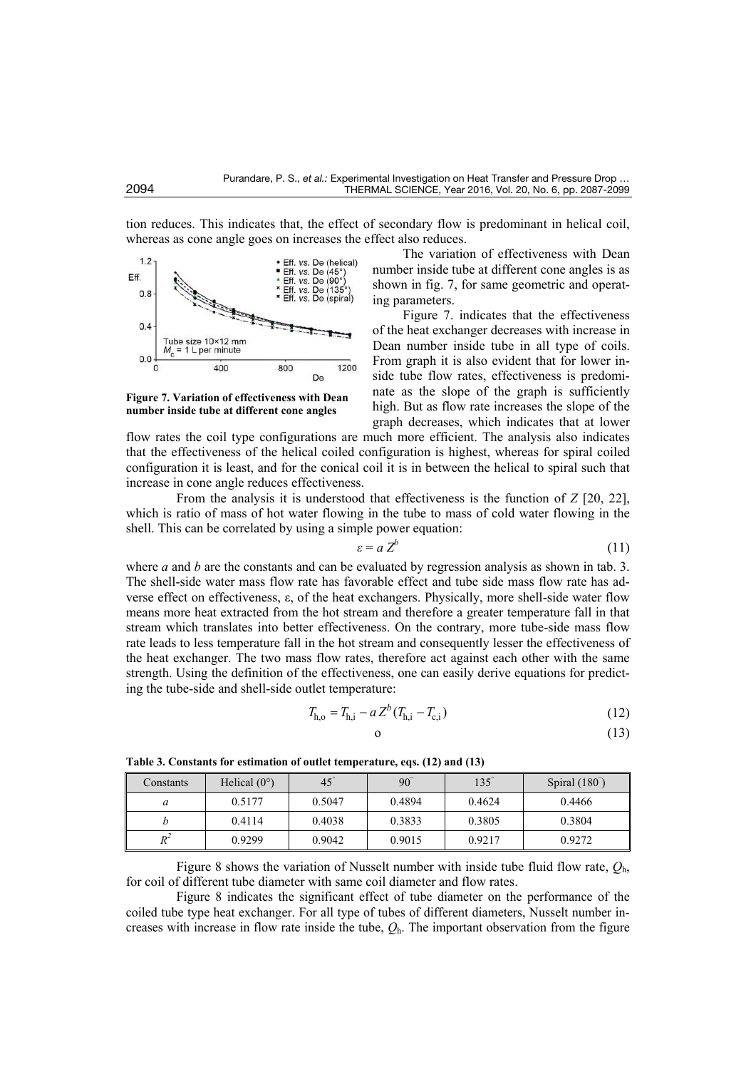tion reduces. This indicates that, the effect of secondary flow is predominant in helical coil, whereas as cone angle goes on increases the effect also reduces.

The variation of effectiveness with Dean number inside tube at different cone angles is as shown in fig. 7, for same geometric and operating parameters.

Figure 7. indicates that the effectiveness of the heat exchanger decreases with increase in Dean number inside tube in all type of coils. From graph it is also evident that for lower inside tube flow rates, effectiveness is predominate as the slope of the graph is sufficiently high. But as flow rate increases the slope of the graph decreases, which indicates that at lower flow rates the coil type configurations are much more efficient. The analysis also indicates that the effectiveness of the helical coiled configuration is highest, whereas for spiral coiled configuration it is least, and for the conical coil it is in between the helical to spiral such that increase in cone angle reduces effectiveness.

**Figure 7. Variation of effectiveness with Dean number inside tube at different cone angles**

From the analysis it is understood that effectiveness is the function of $Z$ [20, 22], which is ratio of mass of hot water flowing in the tube to mass of cold water flowing in the shell. This can be correlated by using a simple power equation:

$$\varepsilon = a Z^{b} \tag{11}$$

where $a$ and $b$ are the constants and can be evaluated by regression analysis as shown in tab. 3. The shell-side water mass flow rate has favorable effect and tube side mass flow rate has adverse effect on effectiveness, ε, of the heat exchangers. Physically, more shell-side water flow means more heat extracted from the hot stream and therefore a greater temperature fall in that stream which translates into better effectiveness. On the contrary, more tube-side mass flow rate leads to less temperature fall in the hot stream and consequently lesser the effectiveness of the heat exchanger. The two mass flow rates, therefore act against each other with the same strength. Using the definition of the effectiveness, one can easily derive equations for predicting the tube-side and shell-side outlet temperature:

$$T_{\mathrm{h,o}} = T_{\mathrm{h,i}} - a Z^{b} (T_{\mathrm{h,i}} - T_{\mathrm{c,i}}) \tag{12}$$

$$\mathrm{o} \tag{13}$$

**Table 3. Constants for estimation of outlet temperature, eqs. (12) and (13)**

| Constants | Helical (0°) | 45° | 90° | 135° | Spiral (180°) |
|---|---|---|---|---|---|
| $a$ | 0.5177 | 0.5047 | 0.4894 | 0.4624 | 0.4466 |
| $b$ | 0.4114 | 0.4038 | 0.3833 | 0.3805 | 0.3804 |
| $R^2$ | 0.9299 | 0.9042 | 0.9015 | 0.9217 | 0.9272 |

Figure 8 shows the variation of Nusselt number with inside tube fluid flow rate, $Q_{\mathrm{h}}$, for coil of different tube diameter with same coil diameter and flow rates.

Figure 8 indicates the significant effect of tube diameter on the performance of the coiled tube type heat exchanger. For all type of tubes of different diameters, Nusselt number increases with increase in flow rate inside the tube, $Q_{\mathrm{h}}$. The important observation from the figure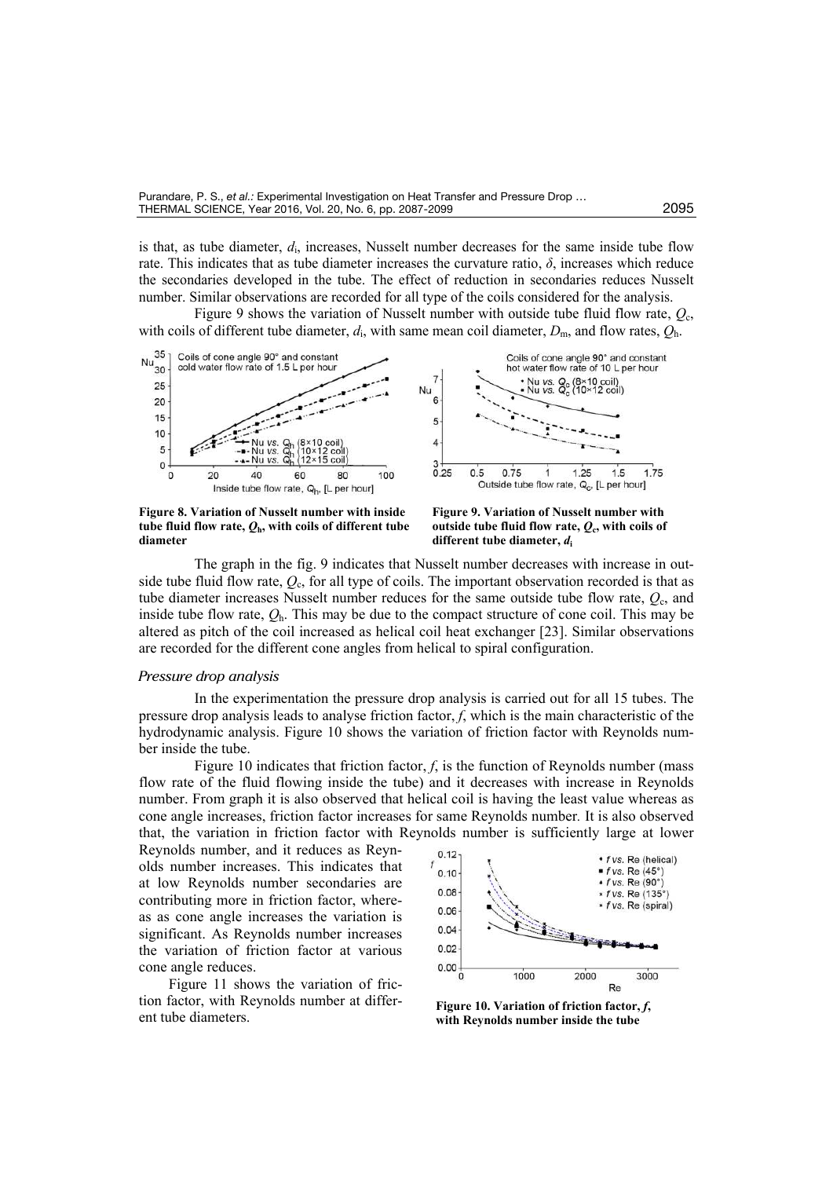is that, as tube diameter, $d_i$, increases, Nusselt number decreases for the same inside tube flow rate. This indicates that as tube diameter increases the curvature ratio, $\delta$, increases which reduce the secondaries developed in the tube. The effect of reduction in secondaries reduces Nusselt number. Similar observations are recorded for all type of the coils considered for the analysis.

Figure 9 shows the variation of Nusselt number with outside tube fluid flow rate, $Q_c$, with coils of different tube diameter, $d_i$, with same mean coil diameter, $D_m$, and flow rates, $Q_h$.

**Figure 8. Variation of Nusselt number with inside tube fluid flow rate, $Q_h$, with coils of different tube diameter**

**Figure 9. Variation of Nusselt number with outside tube fluid flow rate, $Q_c$, with coils of different tube diameter, $d_i$**

The graph in the fig. 9 indicates that Nusselt number decreases with increase in outside tube fluid flow rate, $Q_c$, for all type of coils. The important observation recorded is that as tube diameter increases Nusselt number reduces for the same outside tube flow rate, $Q_c$, and inside tube flow rate, $Q_h$. This may be due to the compact structure of cone coil. This may be altered as pitch of the coil increased as helical coil heat exchanger [23]. Similar observations are recorded for the different cone angles from helical to spiral configuration.

### *Pressure drop analysis*

In the experimentation the pressure drop analysis is carried out for all 15 tubes. The pressure drop analysis leads to analyse friction factor, $f$, which is the main characteristic of the hydrodynamic analysis. Figure 10 shows the variation of friction factor with Reynolds number inside the tube.

Figure 10 indicates that friction factor, $f$, is the function of Reynolds number (mass flow rate of the fluid flowing inside the tube) and it decreases with increase in Reynolds number. From graph it is also observed that helical coil is having the least value whereas as cone angle increases, friction factor increases for same Reynolds number. It is also observed that, the variation in friction factor with Reynolds number is sufficiently large at lower Reynolds number, and it reduces as Reynolds number increases. This indicates that at low Reynolds number secondaries are contributing more in friction factor, whereas as cone angle increases the variation is significant. As Reynolds number increases the variation of friction factor at various cone angle reduces.

Figure 11 shows the variation of friction factor, with Reynolds number at different tube diameters.

**Figure 10. Variation of friction factor, $f$, with Reynolds number inside the tube**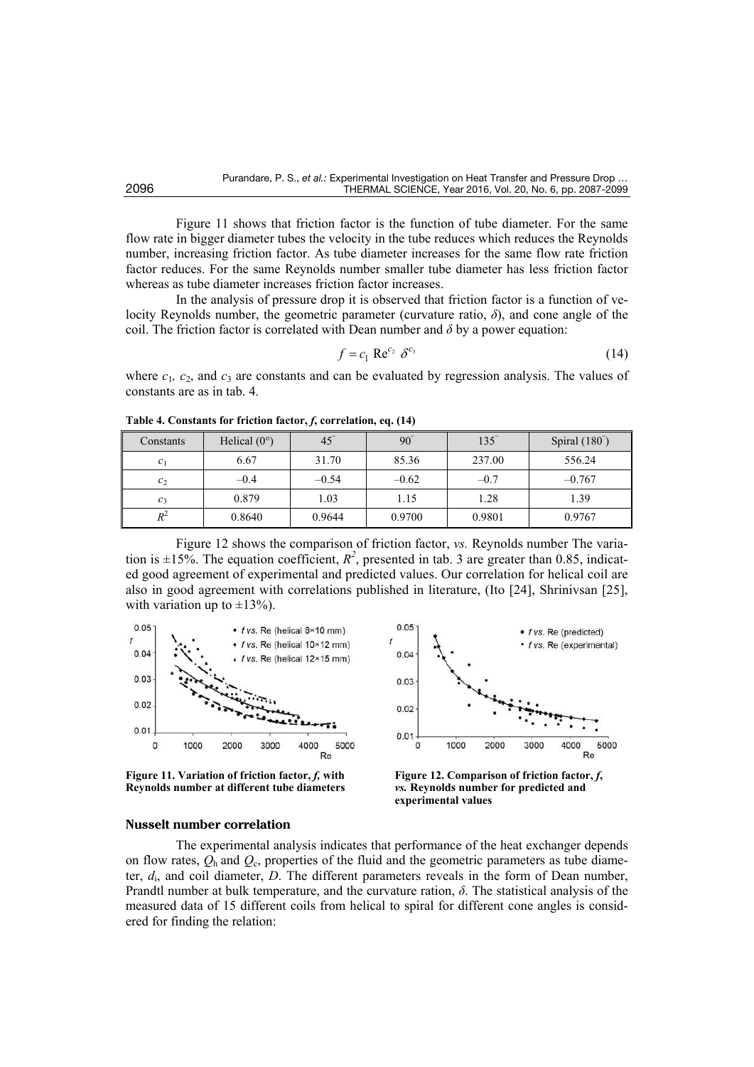Figure 11 shows that friction factor is the function of tube diameter. For the same flow rate in bigger diameter tubes the velocity in the tube reduces which reduces the Reynolds number, increasing friction factor. As tube diameter increases for the same flow rate friction factor reduces. For the same Reynolds number smaller tube diameter has less friction factor whereas as tube diameter increases friction factor increases.

In the analysis of pressure drop it is observed that friction factor is a function of velocity Reynolds number, the geometric parameter (curvature ratio, $\delta$), and cone angle of the coil. The friction factor is correlated with Dean number and $\delta$ by a power equation:

$$f = c_1 \, \mathrm{Re}^{c_2} \, \delta^{c_3} \tag{14}$$

where $c_1$, $c_2$, and $c_3$ are constants and can be evaluated by regression analysis. The values of constants are as in tab. 4.

**Table 4. Constants for friction factor, *f*, correlation, eq. (14)**

| Constants | Helical (0°) | 45° | 90° | 135° | Spiral (180°) |
|---|---|---|---|---|---|
| $c_1$ | 6.67 | 31.70 | 85.36 | 237.00 | 556.24 |
| $c_2$ | –0.4 | –0.54 | –0.62 | –0.7 | –0.767 |
| $c_3$ | 0.879 | 1.03 | 1.15 | 1.28 | 1.39 |
| $R^2$ | 0.8640 | 0.9644 | 0.9700 | 0.9801 | 0.9767 |

Figure 12 shows the comparison of friction factor, *vs.* Reynolds number The variation is ±15%. The equation coefficient, $R^2$, presented in tab. 3 are greater than 0.85, indicated good agreement of experimental and predicted values. Our correlation for helical coil are also in good agreement with correlations published in literature, (Ito [24], Shrinivsan [25], with variation up to ±13%).

**Figure 11. Variation of friction factor, *f*, with Reynolds number at different tube diameters**

**Figure 12. Comparison of friction factor, *f*, *vs.* Reynolds number for predicted and experimental values**

### Nusselt number correlation

The experimental analysis indicates that performance of the heat exchanger depends on flow rates, $Q_h$ and $Q_c$, properties of the fluid and the geometric parameters as tube diameter, $d_i$, and coil diameter, $D$. The different parameters reveals in the form of Dean number, Prandtl number at bulk temperature, and the curvature ration, $\delta$. The statistical analysis of the measured data of 15 different coils from helical to spiral for different cone angles is considered for finding the relation: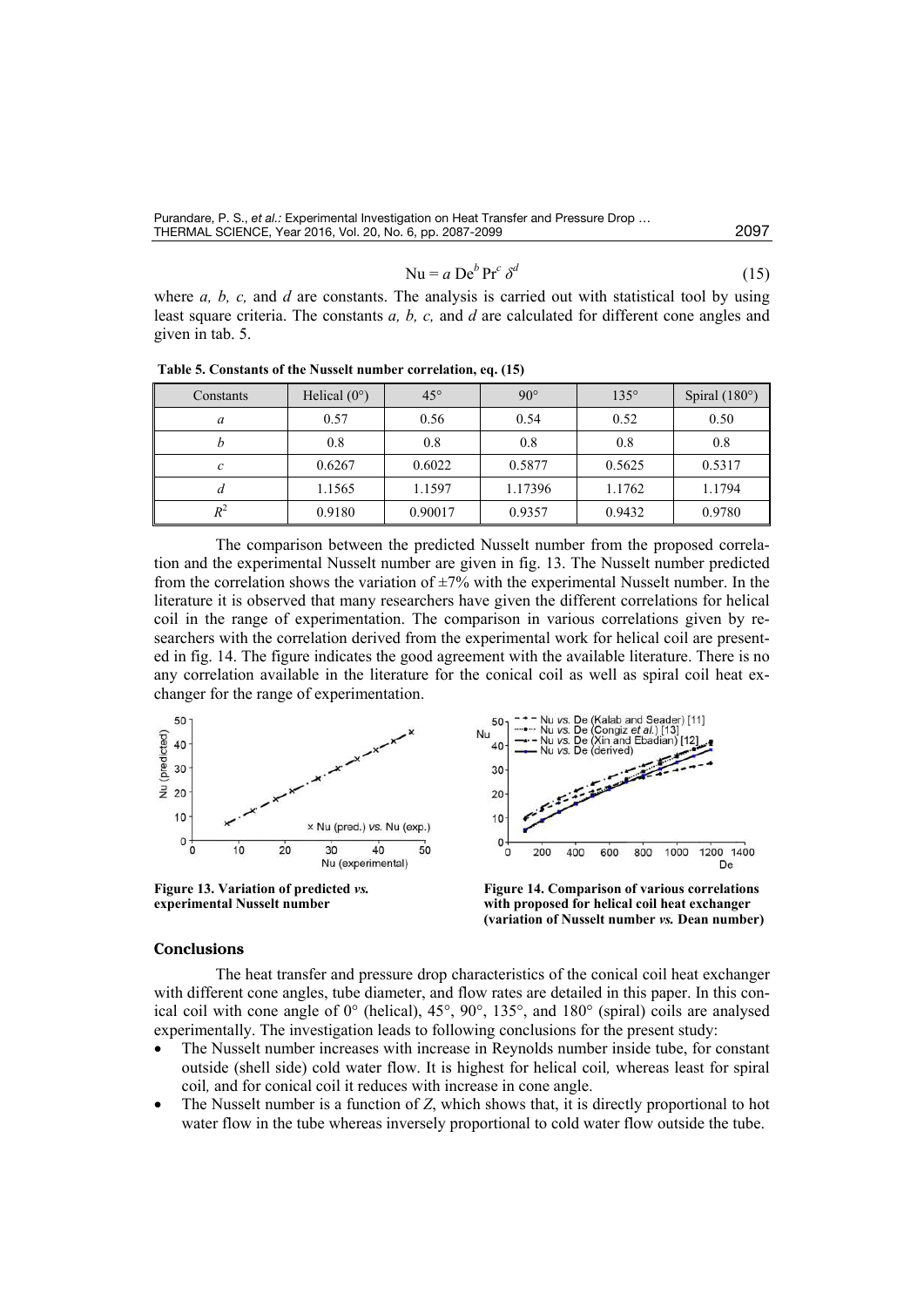$$\text{Nu} = a\,\text{De}^{b}\,\text{Pr}^{c}\,\delta^{d} \tag{15}$$

where *a, b, c,* and *d* are constants. The analysis is carried out with statistical tool by using least square criteria. The constants *a, b, c,* and *d* are calculated for different cone angles and given in tab. 5.

**Table 5. Constants of the Nusselt number correlation, eq. (15)**

| Constants | Helical (0°) | 45° | 90° | 135° | Spiral (180°) |
|---|---|---|---|---|---|
| $a$ | 0.57 | 0.56 | 0.54 | 0.52 | 0.50 |
| $b$ | 0.8 | 0.8 | 0.8 | 0.8 | 0.8 |
| $c$ | 0.6267 | 0.6022 | 0.5877 | 0.5625 | 0.5317 |
| $d$ | 1.1565 | 1.1597 | 1.17396 | 1.1762 | 1.1794 |
| $R^2$ | 0.9180 | 0.90017 | 0.9357 | 0.9432 | 0.9780 |

The comparison between the predicted Nusselt number from the proposed correlation and the experimental Nusselt number are given in fig. 13. The Nusselt number predicted from the correlation shows the variation of ±7% with the experimental Nusselt number. In the literature it is observed that many researchers have given the different correlations for helical coil in the range of experimentation. The comparison in various correlations given by researchers with the correlation derived from the experimental work for helical coil are presented in fig. 14. The figure indicates the good agreement with the available literature. There is no any correlation available in the literature for the conical coil as well as spiral coil heat exchanger for the range of experimentation.

**Figure 13. Variation of predicted *vs.* experimental Nusselt number**

**Figure 14. Comparison of various correlations with proposed for helical coil heat exchanger (variation of Nusselt number *vs.* Dean number)**

## Conclusions

The heat transfer and pressure drop characteristics of the conical coil heat exchanger with different cone angles, tube diameter, and flow rates are detailed in this paper. In this conical coil with cone angle of 0° (helical), 45°, 90°, 135°, and 180° (spiral) coils are analysed experimentally. The investigation leads to following conclusions for the present study:

- The Nusselt number increases with increase in Reynolds number inside tube, for constant outside (shell side) cold water flow. It is highest for helical coil*,* whereas least for spiral coil*,* and for conical coil it reduces with increase in cone angle.
- The Nusselt number is a function of *Z*, which shows that, it is directly proportional to hot water flow in the tube whereas inversely proportional to cold water flow outside the tube.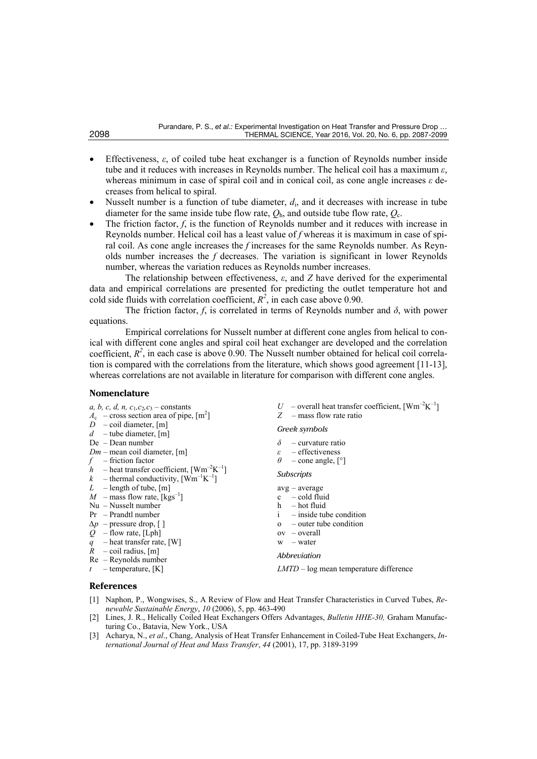- Effectiveness, $\varepsilon$, of coiled tube heat exchanger is a function of Reynolds number inside tube and it reduces with increases in Reynolds number. The helical coil has a maximum $\varepsilon$, whereas minimum in case of spiral coil and in conical coil, as cone angle increases $\varepsilon$ decreases from helical to spiral.
- Nusselt number is a function of tube diameter, $d_i$, and it decreases with increase in tube diameter for the same inside tube flow rate, $Q_h$, and outside tube flow rate, $Q_c$.
- The friction factor, $f$, is the function of Reynolds number and it reduces with increase in Reynolds number. Helical coil has a least value of $f$ whereas it is maximum in case of spiral coil. As cone angle increases the $f$ increases for the same Reynolds number. As Reynolds number increases the $f$ decreases. The variation is significant in lower Reynolds number, whereas the variation reduces as Reynolds number increases.

The relationship between effectiveness, $\varepsilon$, and $Z$ have derived for the experimental data and empirical correlations are presented for predicting the outlet temperature hot and cold side fluids with correlation coefficient, $R^2$, in each case above 0.90.

The friction factor, $f$, is correlated in terms of Reynolds number and $\delta$, with power equations.

Empirical correlations for Nusselt number at different cone angles from helical to conical with different cone angles and spiral coil heat exchanger are developed and the correlation coefficient, $R^2$, in each case is above 0.90. The Nusselt number obtained for helical coil correlation is compared with the correlations from the literature, which shows good agreement [11-13], whereas correlations are not available in literature for comparison with different cone angles.

## Nomenclature

$a, b, c, d, n, c_1, c_2, c_3$ – constants
$A_c$ – cross section area of pipe, [m$^2$]
$D$ – coil diameter, [m]
$d$ – tube diameter, [m]
De – Dean number
$Dm$ – mean coil diameter, [m]
$f$ – friction factor
$h$ – heat transfer coefficient, [Wm$^{-2}$K$^{-1}$]
$k$ – thermal conductivity, [Wm$^{-1}$K$^{-1}$]
$L$ – length of tube, [m]
$M$ – mass flow rate, [kgs$^{-1}$]
Nu – Nusselt number
Pr – Prandtl number
$\Delta p$ – pressure drop, [ ]
$Q$ – flow rate, [Lph]
$q$ – heat transfer rate, [W]
$R$ – coil radius, [m]
Re – Reynolds number
$t$ – temperature, [K]
$U$ – overall heat transfer coefficient, [Wm$^{-2}$K$^{-1}$]
$Z$ – mass flow rate ratio

### Greek symbols

$\delta$ – curvature ratio
$\varepsilon$ – effectiveness
$\theta$ – cone angle, [°]

### Subscripts

avg – average
c – cold fluid
h – hot fluid
i – inside tube condition
o – outer tube condition
ov – overall
w – water

### Abbreviation

*LMTD* – log mean temperature difference

## References

[1] Naphon, P., Wongwises, S., A Review of Flow and Heat Transfer Characteristics in Curved Tubes, *Renewable Sustainable Energy*, *10* (2006), 5, pp. 463-490

[2] Lines, J. R., Helically Coiled Heat Exchangers Offers Advantages, *Bulletin HHE-30,* Graham Manufacturing Co., Batavia, New York., USA

[3] Acharya, N., *et al*., Chang, Analysis of Heat Transfer Enhancement in Coiled-Tube Heat Exchangers, *International Journal of Heat and Mass Transfer*, *44* (2001), 17, pp. 3189-3199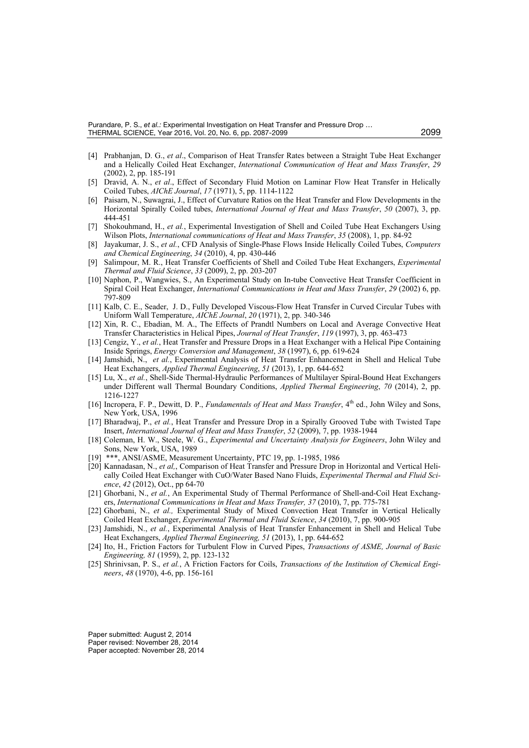[4] Prabhanjan, D. G., *et al*., Comparison of Heat Transfer Rates between a Straight Tube Heat Exchanger and a Helically Coiled Heat Exchanger, *International Communication of Heat and Mass Transfer*, *29* (2002), 2, pp. 185-191

[5] Dravid, A. N., *et al*., Effect of Secondary Fluid Motion on Laminar Flow Heat Transfer in Helically Coiled Tubes, *AIChE Journal*, *17* (1971), 5, pp. 1114-1122

[6] Paisarn, N., Suwagrai, J., Effect of Curvature Ratios on the Heat Transfer and Flow Developments in the Horizontal Spirally Coiled tubes, *International Journal of Heat and Mass Transfer*, *50* (2007), 3, pp. 444-451

[7] Shokouhmand, H., *et al.*, Experimental Investigation of Shell and Coiled Tube Heat Exchangers Using Wilson Plots, *International communications of Heat and Mass Transfer*, *35* (2008), 1, pp. 84-92

[8] Jayakumar, J. S., *et al.*, CFD Analysis of Single-Phase Flows Inside Helically Coiled Tubes, *Computers and Chemical Engineering*, *34* (2010), 4, pp. 430-446

[9] Salimpour, M. R., Heat Transfer Coefficients of Shell and Coiled Tube Heat Exchangers, *Experimental Thermal and Fluid Science*, *33* (2009), 2, pp. 203-207

[10] Naphon, P., Wangwies, S., An Experimental Study on In-tube Convective Heat Transfer Coefficient in Spiral Coil Heat Exchanger, *International Communications in Heat and Mass Transfer*, *29* (2002) 6, pp. 797-809

[11] Kalb, C. E., Seader, J. D., Fully Developed Viscous-Flow Heat Transfer in Curved Circular Tubes with Uniform Wall Temperature, *AIChE Journal*, *20* (1971), 2, pp. 340-346

[12] Xin, R. C., Ebadian, M. A., The Effects of Prandtl Numbers on Local and Average Convective Heat Transfer Characteristics in Helical Pipes, *Journal of Heat Transfer*, *119* (1997), 3, pp. 463-473

[13] Cengiz, Y., *et al.*, Heat Transfer and Pressure Drops in a Heat Exchanger with a Helical Pipe Containing Inside Springs, *Energy Conversion and Management*, *38* (1997), 6, pp. 619-624

[14] Jamshidi, N., *et al.*, Experimental Analysis of Heat Transfer Enhancement in Shell and Helical Tube Heat Exchangers, *Applied Thermal Engineering*, *51* (2013), 1, pp. 644-652

[15] Lu, X., *et al.*, Shell-Side Thermal-Hydraulic Performances of Multilayer Spiral-Bound Heat Exchangers under Different wall Thermal Boundary Conditions, *Applied Thermal Engineering*, *70* (2014), 2, pp. 1216-1227

[16] Incropera, F. P., Dewitt, D. P., *Fundamentals of Heat and Mass Transfer*, 4th ed., John Wiley and Sons, New York, USA, 1996

[17] Bharadwaj, P., *et al.*, Heat Transfer and Pressure Drop in a Spirally Grooved Tube with Twisted Tape Insert, *International Journal of Heat and Mass Transfer*, *52* (2009), 7, pp. 1938-1944

[18] Coleman, H. W., Steele, W. G., *Experimental and Uncertainty Analysis for Engineers*, John Wiley and Sons, New York, USA, 1989

[19] ***, ANSI/ASME, Measurement Uncertainty, PTC 19, pp. 1-1985, 1986

[20] Kannadasan, N., *et al,*, Comparison of Heat Transfer and Pressure Drop in Horizontal and Vertical Helically Coiled Heat Exchanger with CuO/Water Based Nano Fluids, *Experimental Thermal and Fluid Science*, *42* (2012), Oct., pp 64-70

[21] Ghorbani, N., *et al.*, An Experimental Study of Thermal Performance of Shell-and-Coil Heat Exchangers, *International Communications in Heat and Mass Transfer, 37* (2010), 7, pp. 775-781

[22] Ghorbani, N., *et al.,* Experimental Study of Mixed Convection Heat Transfer in Vertical Helically Coiled Heat Exchanger, *Experimental Thermal and Fluid Science*, *34* (2010), 7, pp. 900-905

[23] Jamshidi, N., *et al.*, Experimental Analysis of Heat Transfer Enhancement in Shell and Helical Tube Heat Exchangers, *Applied Thermal Engineering, 51* (2013), 1, pp. 644-652

[24] Ito, H., Friction Factors for Turbulent Flow in Curved Pipes, *Transactions of ASME, Journal of Basic Engineering, 81* (1959), 2, pp. 123-132

[25] Shrinivsan, P. S., *et al.*, A Friction Factors for Coils, *Transactions of the Institution of Chemical Engineers*, *48* (1970), 4-6, pp. 156-161

Paper submitted: August 2, 2014
Paper revised: November 28, 2014
Paper accepted: November 28, 2014